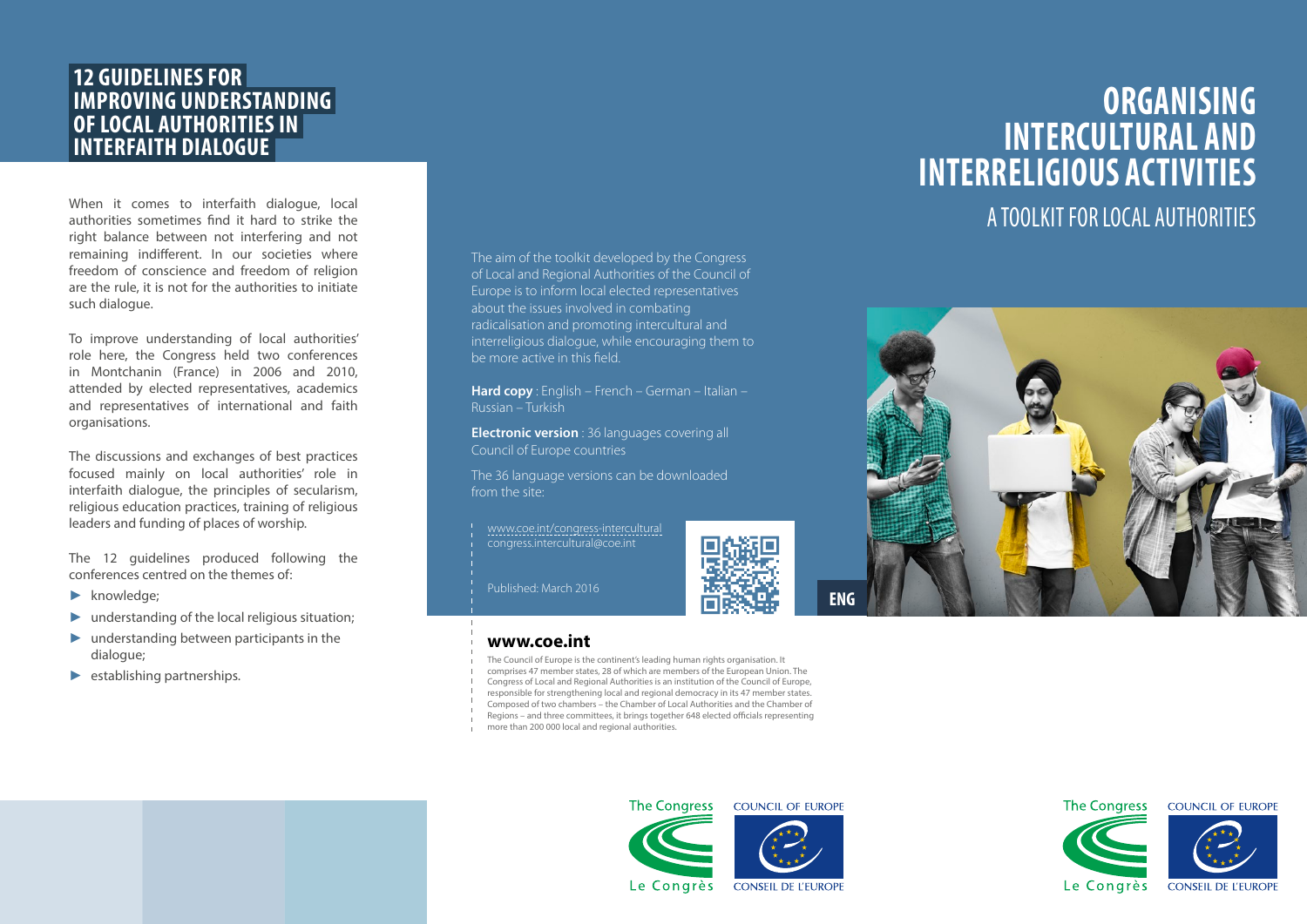# 12 GUIDELINES FOR IMPROVING UNDERSTANDING OF LOCAL AUTHORITIES IN INTERFAITH DIALOGUE

When it comes to interfaith dialogue, local authorities sometimes find it hard to strike the right balance between not interfering and not remaining indifferent. In our societies where freedom of conscience and freedom of religion are the rule, it is not for the authorities to initiate such dialogue.

To improve understanding of local authorities' role here, the Congress held two conferences in Montchanin (France) in 2006 and 2010, attended by elected representatives, academics and representatives of international and faith organisations.

The discussions and exchanges of best practices focused mainly on local authorities' role in interfaith dialogue, the principles of secularism, religious education practices, training of religious leaders and funding of places of worship.

The 12 guidelines produced following the conferences centred on the themes of:

- knowledge;
- understanding of the local religious situation;
- understanding between participants in the dialogue;
- establishing partnerships.

The aim of the toolkit developed by the Congress of Local and Regional Authorities of the Council of Europe is to inform local elected representatives about the issues involved in combating radicalisation and promoting intercultural and interreligious dialogue, while encouraging them to be more active in this field.

**Hard copy** : English – French – German – Italian – Russian – Turkish

**Electronic version** : 36 languages covering all Council of Europe countries

The 36 language versions can be downloaded from the site:

www.coe.int/congress-intercultural
congress.intercultural@coe.int

Published: March 2016

ENG

**www.coe.int**

The Council of Europe is the continent's leading human rights organisation. It comprises 47 member states, 28 of which are members of the European Union. The Congress of Local and Regional Authorities is an institution of the Council of Europe, responsible for strengthening local and regional democracy in its 47 member states. Composed of two chambers – the Chamber of Local Authorities and the Chamber of Regions – and three committees, it brings together 648 elected officials representing more than 200 000 local and regional authorities.

The Congress / Le Congrès — COUNCIL OF EUROPE / CONSEIL DE L'EUROPE

# ORGANISING INTERCULTURAL AND INTERRELIGIOUS ACTIVITIES

## A TOOLKIT FOR LOCAL AUTHORITIES

The Congress / Le Congrès — COUNCIL OF EUROPE / CONSEIL DE L'EUROPE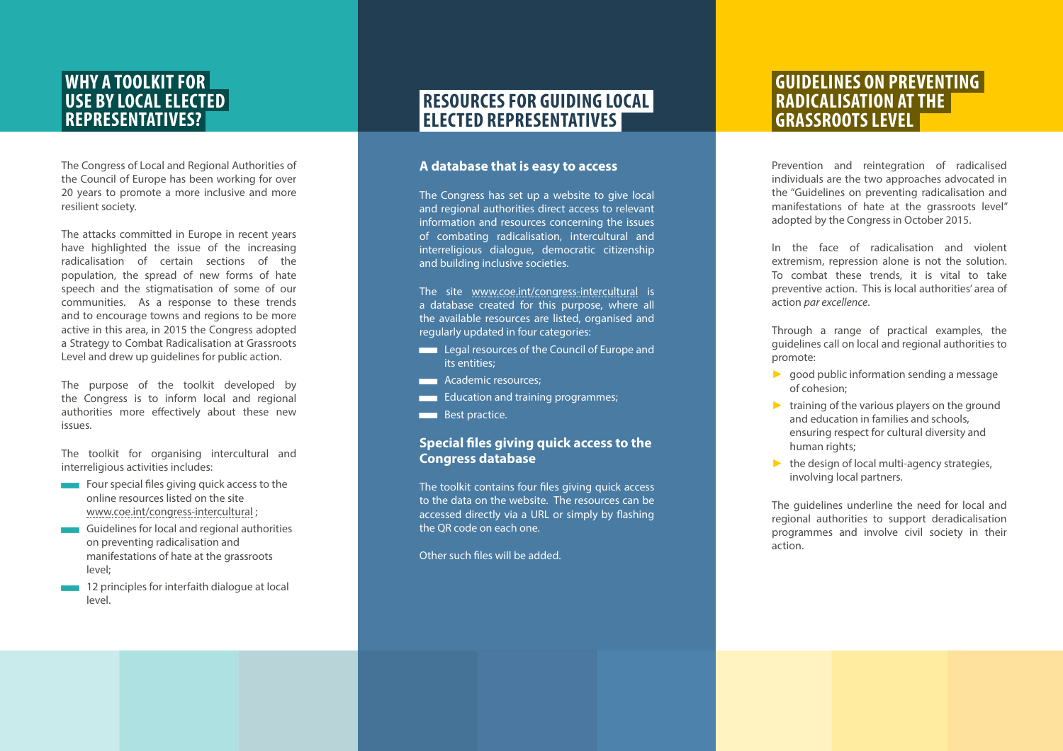## WHY A TOOLKIT FOR USE BY LOCAL ELECTED REPRESENTATIVES?

The Congress of Local and Regional Authorities of the Council of Europe has been working for over 20 years to promote a more inclusive and more resilient society.

The attacks committed in Europe in recent years have highlighted the issue of the increasing radicalisation of certain sections of the population, the spread of new forms of hate speech and the stigmatisation of some of our communities. As a response to these trends and to encourage towns and regions to be more active in this area, in 2015 the Congress adopted a Strategy to Combat Radicalisation at Grassroots Level and drew up guidelines for public action.

The purpose of the toolkit developed by the Congress is to inform local and regional authorities more effectively about these new issues.

The toolkit for organising intercultural and interreligious activities includes:

- Four special files giving quick access to the online resources listed on the site www.coe.int/congress-intercultural ;
- Guidelines for local and regional authorities on preventing radicalisation and manifestations of hate at the grassroots level;
- 12 principles for interfaith dialogue at local level.

## RESOURCES FOR GUIDING LOCAL ELECTED REPRESENTATIVES

### A database that is easy to access

The Congress has set up a website to give local and regional authorities direct access to relevant information and resources concerning the issues of combating radicalisation, intercultural and interreligious dialogue, democratic citizenship and building inclusive societies.

The site www.coe.int/congress-intercultural is a database created for this purpose, where all the available resources are listed, organised and regularly updated in four categories:

- Legal resources of the Council of Europe and its entities;
- Academic resources;
- Education and training programmes;
- Best practice.

### Special files giving quick access to the Congress database

The toolkit contains four files giving quick access to the data on the website. The resources can be accessed directly via a URL or simply by flashing the QR code on each one.

Other such files will be added.

## GUIDELINES ON PREVENTING RADICALISATION AT THE GRASSROOTS LEVEL

Prevention and reintegration of radicalised individuals are the two approaches advocated in the "Guidelines on preventing radicalisation and manifestations of hate at the grassroots level" adopted by the Congress in October 2015.

In the face of radicalisation and violent extremism, repression alone is not the solution. To combat these trends, it is vital to take preventive action. This is local authorities' area of action *par excellence*.

Through a range of practical examples, the guidelines call on local and regional authorities to promote:

- good public information sending a message of cohesion;
- training of the various players on the ground and education in families and schools, ensuring respect for cultural diversity and human rights;
- the design of local multi-agency strategies, involving local partners.

The guidelines underline the need for local and regional authorities to support deradicalisation programmes and involve civil society in their action.